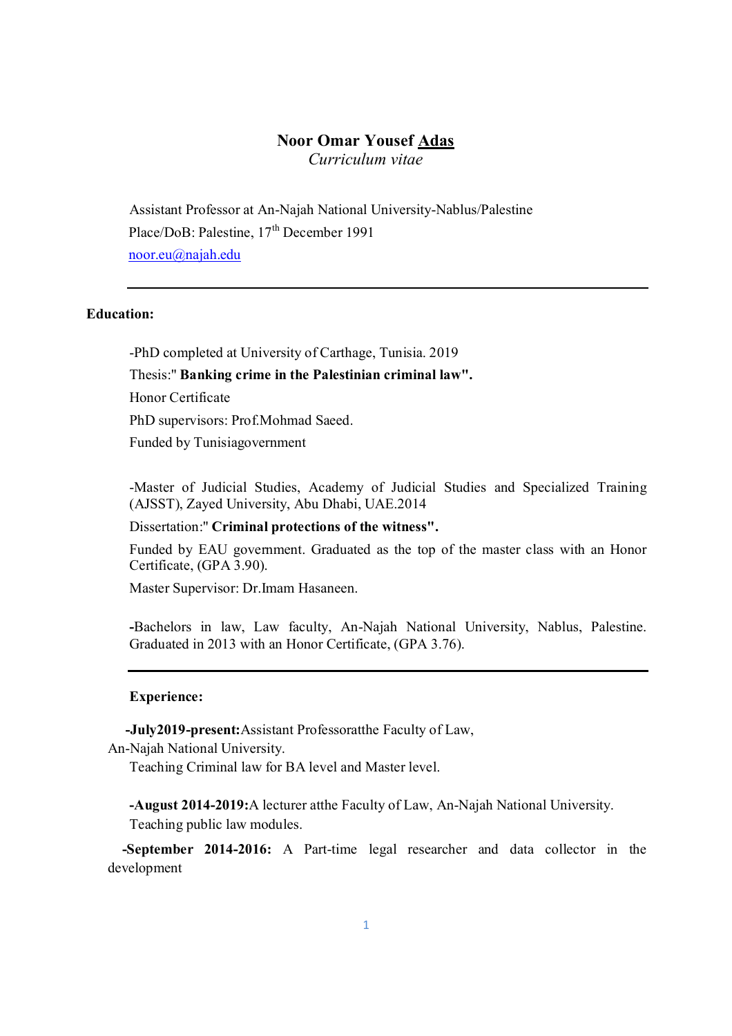# Noor Omar Yousef Adas

*Curriculum vitae*

Assistant Professor at An-Najah National University-Nablus/Palestine

Place/DoB: Palestine, 17th December 1991

noor.eu@najah.edu

---

## Education:

-PhD completed at University of Carthage, Tunisia. 2019

Thesis:" **Banking crime in the Palestinian criminal law".**

Honor Certificate

PhD supervisors: Prof.Mohmad Saeed.

Funded by Tunisiagovernment

-Master of Judicial Studies, Academy of Judicial Studies and Specialized Training (AJSST), Zayed University, Abu Dhabi, UAE.2014

Dissertation:" **Criminal protections of the witness".**

Funded by EAU government. Graduated as the top of the master class with an Honor Certificate, (GPA 3.90).

Master Supervisor: Dr.Imam Hasaneen.

**-**Bachelors in law, Law faculty, An-Najah National University, Nablus, Palestine. Graduated in 2013 with an Honor Certificate, (GPA 3.76).

---

## Experience:

**-July2019-present:**Assistant Professoratthe Faculty of Law, An-Najah National University.

Teaching Criminal law for BA level and Master level.

**-August 2014-2019:**A lecturer atthe Faculty of Law, An-Najah National University.

Teaching public law modules.

**-September 2014-2016:** A Part-time legal researcher and data collector in the development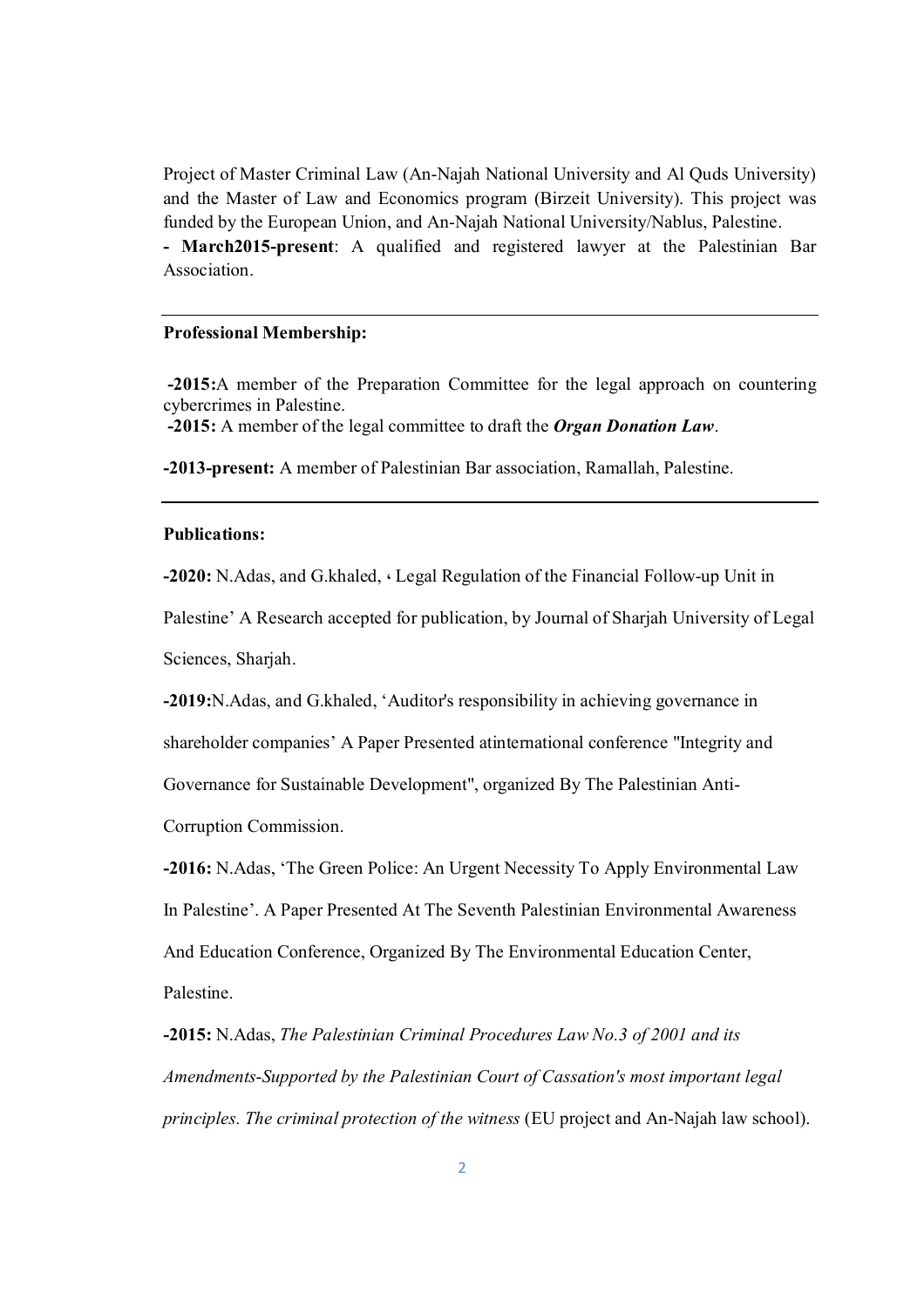Project of Master Criminal Law (An-Najah National University and Al Quds University) and the Master of Law and Economics program (Birzeit University). This project was funded by the European Union, and An-Najah National University/Nablus, Palestine.

**- March2015-present**: A qualified and registered lawyer at the Palestinian Bar Association.

---

**Professional Membership:**

**-2015:**A member of the Preparation Committee for the legal approach on countering cybercrimes in Palestine.

**-2015:** A member of the legal committee to draft the ***Organ Donation Law***.

**-2013-present:** A member of Palestinian Bar association, Ramallah, Palestine.

---

**Publications:**

**-2020:** N.Adas, and G.khaled, ' Legal Regulation of the Financial Follow-up Unit in Palestine' A Research accepted for publication, by Journal of Sharjah University of Legal Sciences, Sharjah.

**-2019:**N.Adas, and G.khaled, 'Auditor's responsibility in achieving governance in shareholder companies' A Paper Presented atinternational conference "Integrity and Governance for Sustainable Development", organized By The Palestinian Anti-Corruption Commission.

**-2016:** N.Adas, 'The Green Police: An Urgent Necessity To Apply Environmental Law In Palestine'. A Paper Presented At The Seventh Palestinian Environmental Awareness And Education Conference, Organized By The Environmental Education Center, Palestine.

**-2015:** N.Adas, *The Palestinian Criminal Procedures Law No.3 of 2001 and its Amendments-Supported by the Palestinian Court of Cassation's most important legal principles. The criminal protection of the witness* (EU project and An-Najah law school).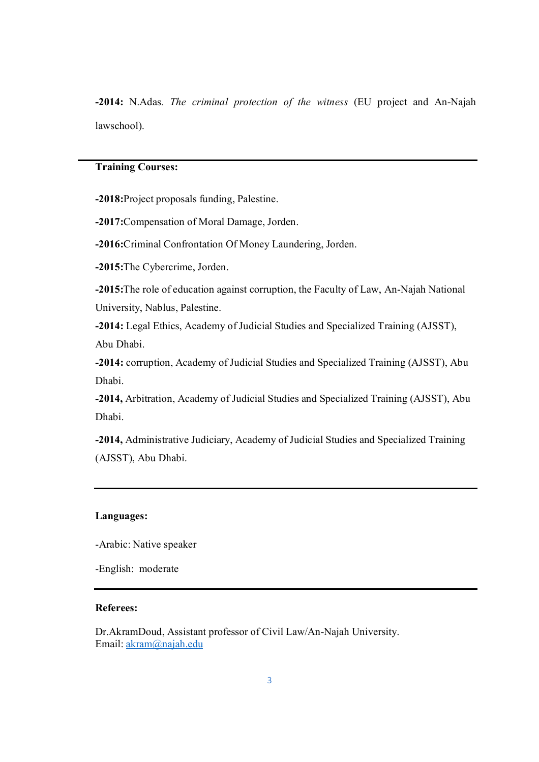**-2014:** N.Adas. *The criminal protection of the witness* (EU project and An-Najah lawschool).

---

**Training Courses:**

**-2018:**Project proposals funding, Palestine.

**-2017:**Compensation of Moral Damage, Jorden.

**-2016:**Criminal Confrontation Of Money Laundering, Jorden.

**-2015:**The Cybercrime, Jorden.

**-2015:**The role of education against corruption, the Faculty of Law, An-Najah National University, Nablus, Palestine.

**-2014:** Legal Ethics, Academy of Judicial Studies and Specialized Training (AJSST), Abu Dhabi.

**-2014:** corruption, Academy of Judicial Studies and Specialized Training (AJSST), Abu Dhabi.

**-2014,** Arbitration, Academy of Judicial Studies and Specialized Training (AJSST), Abu Dhabi.

**-2014,** Administrative Judiciary, Academy of Judicial Studies and Specialized Training (AJSST), Abu Dhabi.

---

**Languages:**

-Arabic: Native speaker

-English: moderate

---

**Referees:**

Dr.AkramDoud, Assistant professor of Civil Law/An-Najah University.
Email: akram@najah.edu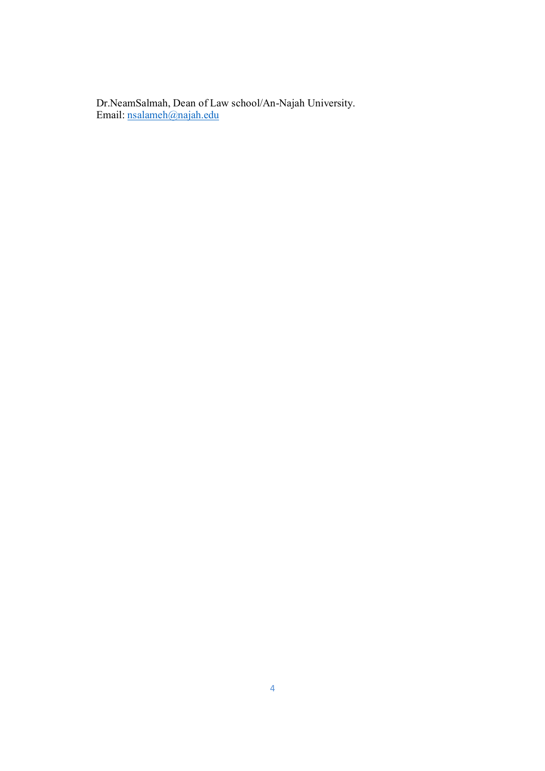Dr.NeamSalmah, Dean of Law school/An-Najah University.
Email: nsalameh@najah.edu